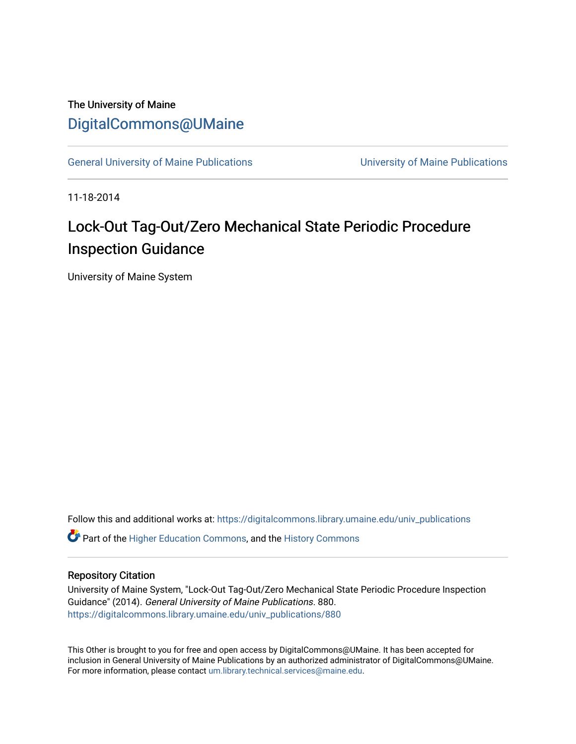The University of Maine

# DigitalCommons@UMaine

General University of Maine Publications | University of Maine Publications

11-18-2014

# Lock-Out Tag-Out/Zero Mechanical State Periodic Procedure Inspection Guidance

University of Maine System

Follow this and additional works at: https://digitalcommons.library.umaine.edu/univ_publications

Part of the Higher Education Commons, and the History Commons

## Repository Citation

University of Maine System, "Lock-Out Tag-Out/Zero Mechanical State Periodic Procedure Inspection Guidance" (2014). *General University of Maine Publications*. 880.
https://digitalcommons.library.umaine.edu/univ_publications/880

This Other is brought to you for free and open access by DigitalCommons@UMaine. It has been accepted for inclusion in General University of Maine Publications by an authorized administrator of DigitalCommons@UMaine. For more information, please contact um.library.technical.services@maine.edu.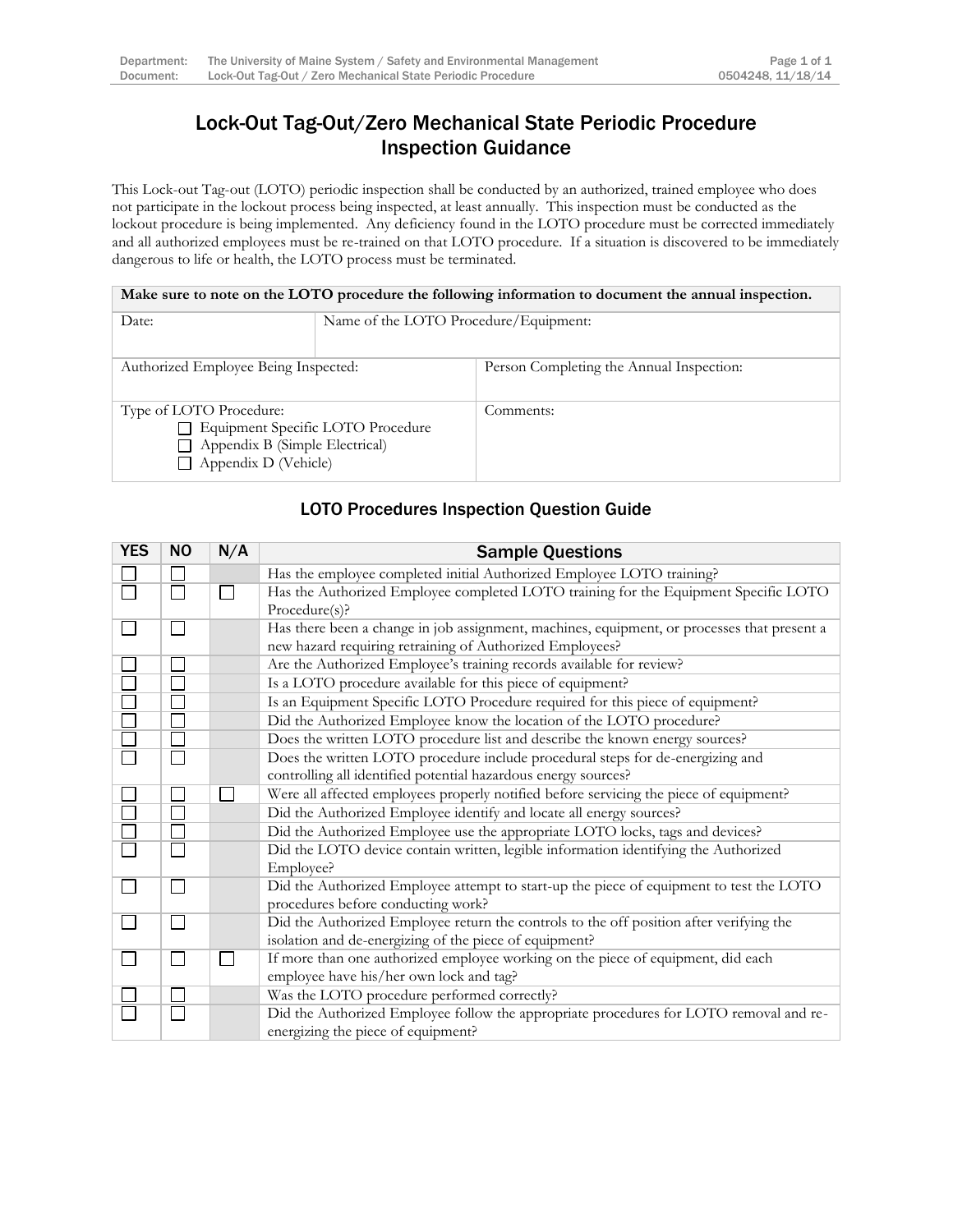# Lock-Out Tag-Out/Zero Mechanical State Periodic Procedure Inspection Guidance

This Lock-out Tag-out (LOTO) periodic inspection shall be conducted by an authorized, trained employee who does not participate in the lockout process being inspected, at least annually. This inspection must be conducted as the lockout procedure is being implemented. Any deficiency found in the LOTO procedure must be corrected immediately and all authorized employees must be re-trained on that LOTO procedure. If a situation is discovered to be immediately dangerous to life or health, the LOTO process must be terminated.

| **Make sure to note on the LOTO procedure the following information to document the annual inspection.** | |
|---|---|
| Date: | Name of the LOTO Procedure/Equipment: |
| Authorized Employee Being Inspected: | Person Completing the Annual Inspection: |
| Type of LOTO Procedure:<br>☐ Equipment Specific LOTO Procedure<br>☐ Appendix B (Simple Electrical)<br>☐ Appendix D (Vehicle) | Comments: |

## LOTO Procedures Inspection Question Guide

| YES | NO | N/A | Sample Questions |
|---|---|---|---|
| ☐ | ☐ | | Has the employee completed initial Authorized Employee LOTO training? |
| ☐ | ☐ | ☐ | Has the Authorized Employee completed LOTO training for the Equipment Specific LOTO Procedure(s)? |
| ☐ | ☐ | | Has there been a change in job assignment, machines, equipment, or processes that present a new hazard requiring retraining of Authorized Employees? |
| ☐ | ☐ | | Are the Authorized Employee's training records available for review? |
| ☐ | ☐ | | Is a LOTO procedure available for this piece of equipment? |
| ☐ | ☐ | | Is an Equipment Specific LOTO Procedure required for this piece of equipment? |
| ☐ | ☐ | | Did the Authorized Employee know the location of the LOTO procedure? |
| ☐ | ☐ | | Does the written LOTO procedure list and describe the known energy sources? |
| ☐ | ☐ | | Does the written LOTO procedure include procedural steps for de-energizing and controlling all identified potential hazardous energy sources? |
| ☐ | ☐ | ☐ | Were all affected employees properly notified before servicing the piece of equipment? |
| ☐ | ☐ | | Did the Authorized Employee identify and locate all energy sources? |
| ☐ | ☐ | | Did the Authorized Employee use the appropriate LOTO locks, tags and devices? |
| ☐ | ☐ | | Did the LOTO device contain written, legible information identifying the Authorized Employee? |
| ☐ | ☐ | | Did the Authorized Employee attempt to start-up the piece of equipment to test the LOTO procedures before conducting work? |
| ☐ | ☐ | | Did the Authorized Employee return the controls to the off position after verifying the isolation and de-energizing of the piece of equipment? |
| ☐ | ☐ | ☐ | If more than one authorized employee working on the piece of equipment, did each employee have his/her own lock and tag? |
| ☐ | ☐ | | Was the LOTO procedure performed correctly? |
| ☐ | ☐ | | Did the Authorized Employee follow the appropriate procedures for LOTO removal and re-energizing the piece of equipment? |